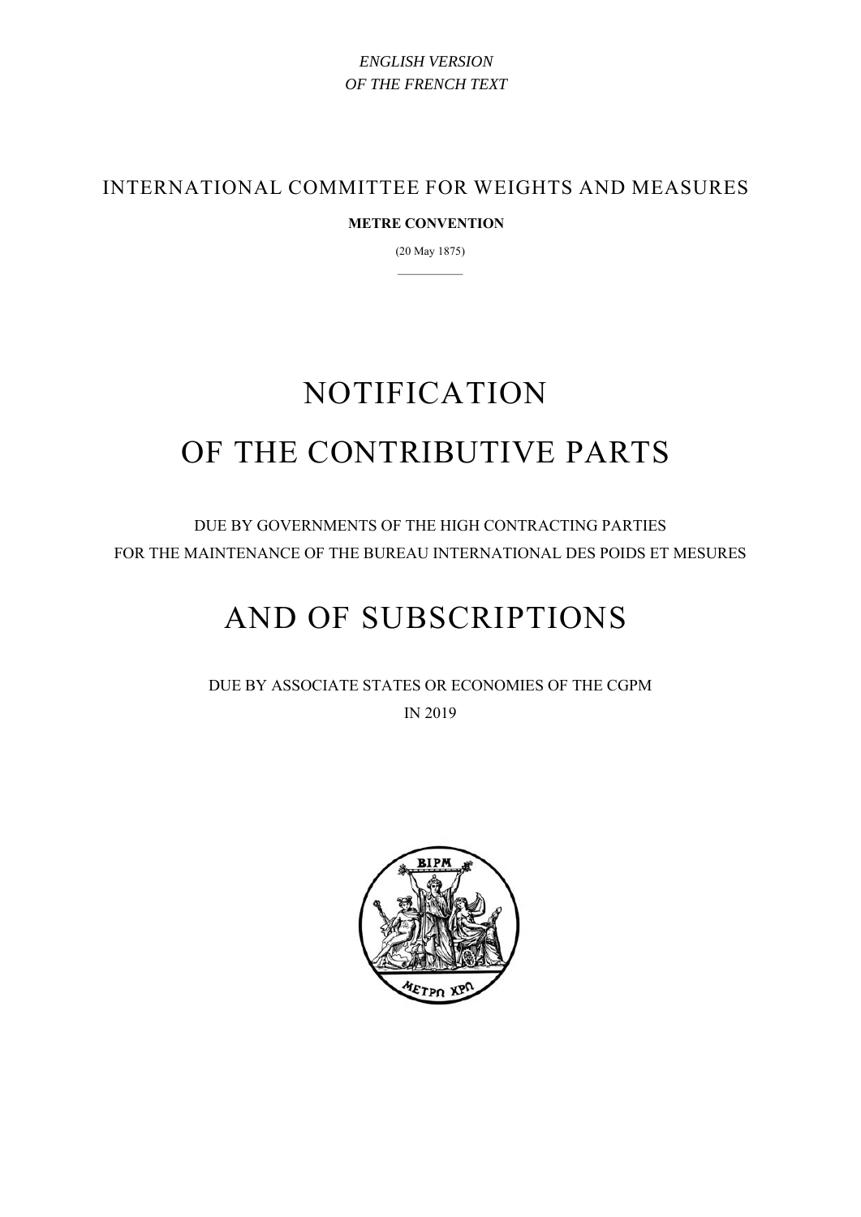*ENGLISH VERSION*
*OF THE FRENCH TEXT*

INTERNATIONAL COMMITTEE FOR WEIGHTS AND MEASURES

**METRE CONVENTION**

(20 May 1875)

# NOTIFICATION
# OF THE CONTRIBUTIVE PARTS

DUE BY GOVERNMENTS OF THE HIGH CONTRACTING PARTIES
FOR THE MAINTENANCE OF THE BUREAU INTERNATIONAL DES POIDS ET MESURES

# AND OF SUBSCRIPTIONS

DUE BY ASSOCIATE STATES OR ECONOMIES OF THE CGPM
IN 2019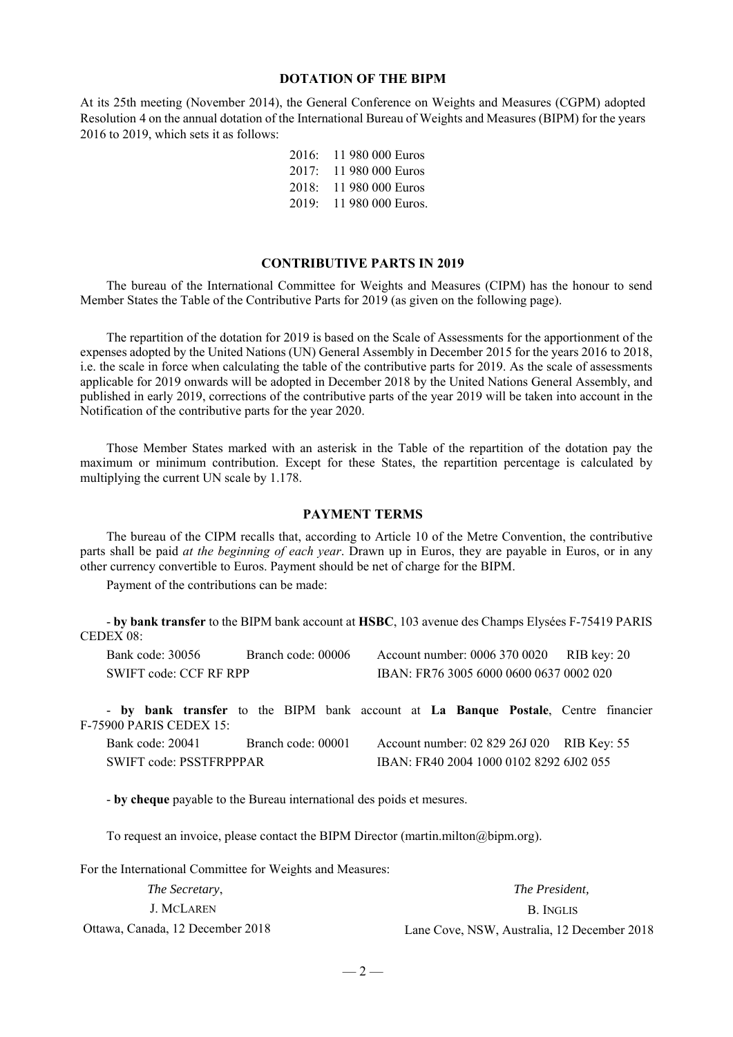## DOTATION OF THE BIPM

At its 25th meeting (November 2014), the General Conference on Weights and Measures (CGPM) adopted Resolution 4 on the annual dotation of the International Bureau of Weights and Measures (BIPM) for the years 2016 to 2019, which sets it as follows:

2016: 11 980 000 Euros
2017: 11 980 000 Euros
2018: 11 980 000 Euros
2019: 11 980 000 Euros.

## CONTRIBUTIVE PARTS IN 2019

The bureau of the International Committee for Weights and Measures (CIPM) has the honour to send Member States the Table of the Contributive Parts for 2019 (as given on the following page).

The repartition of the dotation for 2019 is based on the Scale of Assessments for the apportionment of the expenses adopted by the United Nations (UN) General Assembly in December 2015 for the years 2016 to 2018, i.e. the scale in force when calculating the table of the contributive parts for 2019. As the scale of assessments applicable for 2019 onwards will be adopted in December 2018 by the United Nations General Assembly, and published in early 2019, corrections of the contributive parts of the year 2019 will be taken into account in the Notification of the contributive parts for the year 2020.

Those Member States marked with an asterisk in the Table of the repartition of the dotation pay the maximum or minimum contribution. Except for these States, the repartition percentage is calculated by multiplying the current UN scale by 1.178.

## PAYMENT TERMS

The bureau of the CIPM recalls that, according to Article 10 of the Metre Convention, the contributive parts shall be paid *at the beginning of each year*. Drawn up in Euros, they are payable in Euros, or in any other currency convertible to Euros. Payment should be net of charge for the BIPM.

Payment of the contributions can be made:

- **by bank transfer** to the BIPM bank account at **HSBC**, 103 avenue des Champs Elysées F-75419 PARIS CEDEX 08:

Bank code: 30056 Branch code: 00006 Account number: 0006 370 0020 RIB key: 20
SWIFT code: CCF RF RPP IBAN: FR76 3005 6000 0600 0637 0002 020

- **by bank transfer** to the BIPM bank account at **La Banque Postale**, Centre financier F-75900 PARIS CEDEX 15:

Bank code: 20041 Branch code: 00001 Account number: 02 829 26J 020 RIB Key: 55
SWIFT code: PSSTFRPPPAR IBAN: FR40 2004 1000 0102 8292 6J02 055

- **by cheque** payable to the Bureau international des poids et mesures.

To request an invoice, please contact the BIPM Director (martin.milton@bipm.org).

For the International Committee for Weights and Measures:

*The Secretary*,
J. McLaren
Ottawa, Canada, 12 December 2018

*The President,*
B. Inglis
Lane Cove, NSW, Australia, 12 December 2018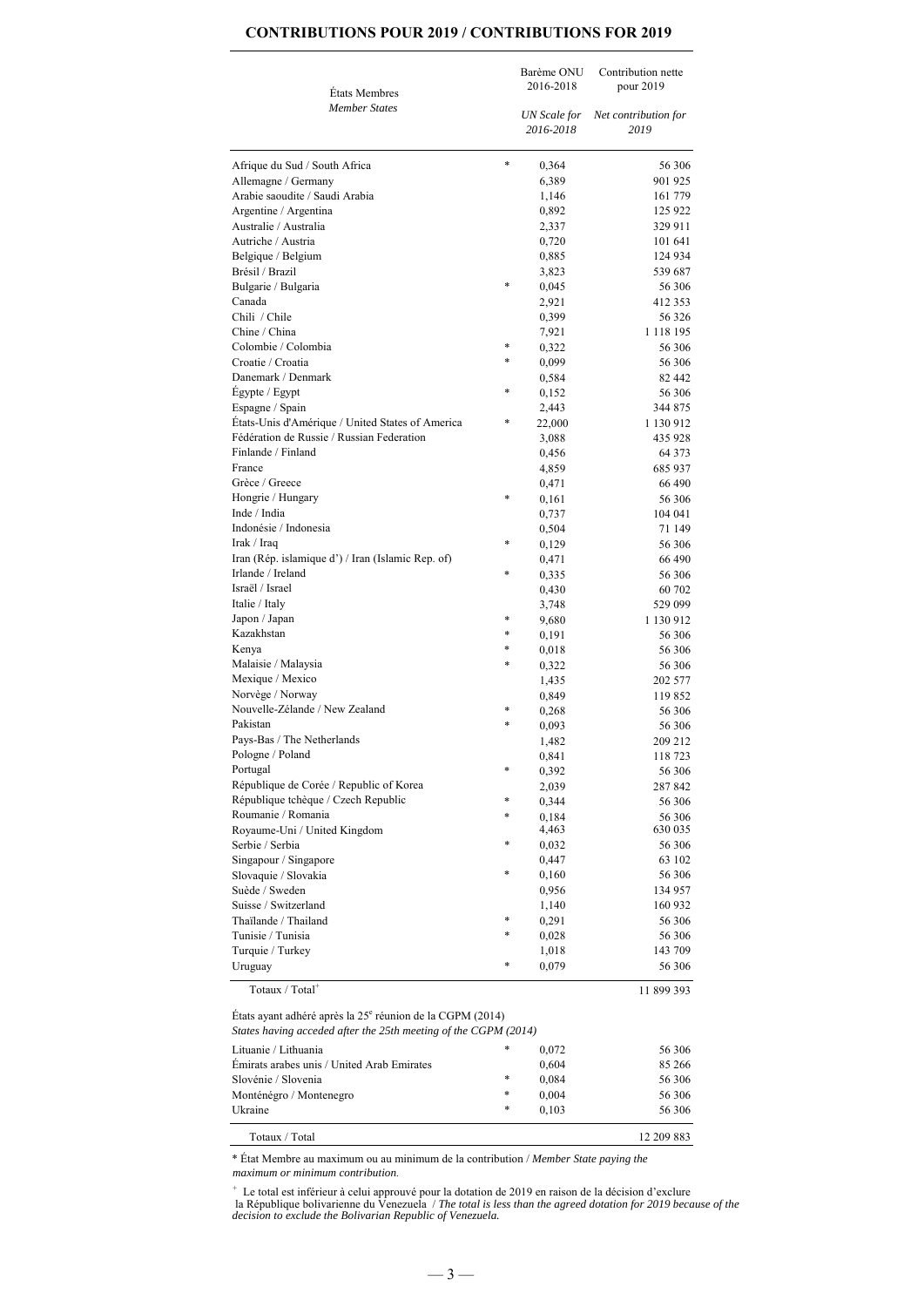## CONTRIBUTIONS POUR 2019 / CONTRIBUTIONS FOR 2019

| États Membres<br>*Member States* | | Barème ONU 2016-2018<br>*UN Scale for 2016-2018* | Contribution nette pour 2019<br>*Net contribution for 2019* |
|---|---|---|---|
| Afrique du Sud / South Africa | * | 0,364 | 56 306 |
| Allemagne / Germany | | 6,389 | 901 925 |
| Arabie saoudite / Saudi Arabia | | 1,146 | 161 779 |
| Argentine / Argentina | | 0,892 | 125 922 |
| Australie / Australia | | 2,337 | 329 911 |
| Autriche / Austria | | 0,720 | 101 641 |
| Belgique / Belgium | | 0,885 | 124 934 |
| Brésil / Brazil | | 3,823 | 539 687 |
| Bulgarie / Bulgaria | * | 0,045 | 56 306 |
| Canada | | 2,921 | 412 353 |
| Chili / Chile | | 0,399 | 56 326 |
| Chine / China | | 7,921 | 1 118 195 |
| Colombie / Colombia | * | 0,322 | 56 306 |
| Croatie / Croatia | * | 0,099 | 56 306 |
| Danemark / Denmark | | 0,584 | 82 442 |
| Égypte / Egypt | * | 0,152 | 56 306 |
| Espagne / Spain | | 2,443 | 344 875 |
| États-Unis d'Amérique / United States of America | * | 22,000 | 1 130 912 |
| Fédération de Russie / Russian Federation | | 3,088 | 435 928 |
| Finlande / Finland | | 0,456 | 64 373 |
| France | | 4,859 | 685 937 |
| Grèce / Greece | | 0,471 | 66 490 |
| Hongrie / Hungary | * | 0,161 | 56 306 |
| Inde / India | | 0,737 | 104 041 |
| Indonésie / Indonesia | | 0,504 | 71 149 |
| Irak / Iraq | * | 0,129 | 56 306 |
| Iran (Rép. islamique d') / Iran (Islamic Rep. of) | | 0,471 | 66 490 |
| Irlande / Ireland | * | 0,335 | 56 306 |
| Israël / Israel | | 0,430 | 60 702 |
| Italie / Italy | | 3,748 | 529 099 |
| Japon / Japan | * | 9,680 | 1 130 912 |
| Kazakhstan | * | 0,191 | 56 306 |
| Kenya | * | 0,018 | 56 306 |
| Malaisie / Malaysia | * | 0,322 | 56 306 |
| Mexique / Mexico | | 1,435 | 202 577 |
| Norvège / Norway | | 0,849 | 119 852 |
| Nouvelle-Zélande / New Zealand | * | 0,268 | 56 306 |
| Pakistan | * | 0,093 | 56 306 |
| Pays-Bas / The Netherlands | | 1,482 | 209 212 |
| Pologne / Poland | | 0,841 | 118 723 |
| Portugal | * | 0,392 | 56 306 |
| République de Corée / Republic of Korea | | 2,039 | 287 842 |
| République tchèque / Czech Republic | * | 0,344 | 56 306 |
| Roumanie / Romania | * | 0,184 | 56 306 |
| Royaume-Uni / United Kingdom | | 4,463 | 630 035 |
| Serbie / Serbia | * | 0,032 | 56 306 |
| Singapour / Singapore | | 0,447 | 63 102 |
| Slovaquie / Slovakia | * | 0,160 | 56 306 |
| Suède / Sweden | | 0,956 | 134 957 |
| Suisse / Switzerland | | 1,140 | 160 932 |
| Thaïlande / Thailand | * | 0,291 | 56 306 |
| Tunisie / Tunisia | * | 0,028 | 56 306 |
| Turquie / Turkey | | 1,018 | 143 709 |
| Uruguay | * | 0,079 | 56 306 |
| Totaux / Total[+] | | | 11 899 393 |
| États ayant adhéré après la 25[e] réunion de la CGPM (2014)<br>*States having acceded after the 25th meeting of the CGPM (2014)* | | | |
| Lituanie / Lithuania | * | 0,072 | 56 306 |
| Émirats arabes unis / United Arab Emirates | | 0,604 | 85 266 |
| Slovénie / Slovenia | * | 0,084 | 56 306 |
| Monténégro / Montenegro | * | 0,004 | 56 306 |
| Ukraine | * | 0,103 | 56 306 |
| Totaux / Total | | | 12 209 883 |

* État Membre au maximum ou au minimum de la contribution / *Member State paying the maximum or minimum contribution.*

[+] Le total est inférieur à celui approuvé pour la dotation de 2019 en raison de la décision d'exclure la République bolivarienne du Venezuela / *The total is less than the agreed dotation for 2019 because of the decision to exclude the Bolivarian Republic of Venezuela.*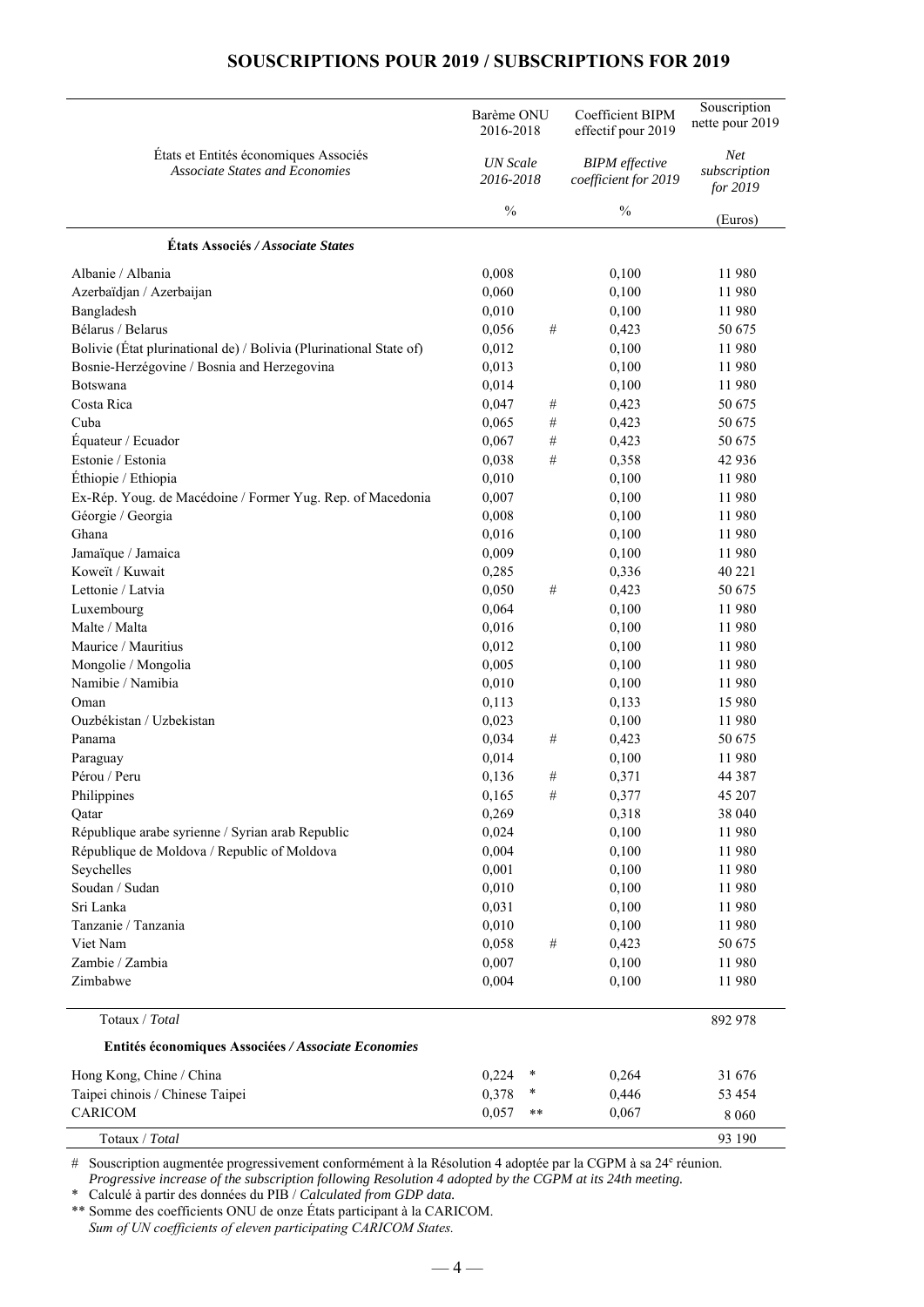## SOUSCRIPTIONS POUR 2019 / SUBSCRIPTIONS FOR 2019

| États et Entités économiques Associés *Associate States and Economies* | Barème ONU 2016-2018 *UN Scale 2016-2018* % | | Coefficient BIPM effectif pour 2019 *BIPM effective coefficient for 2019* % | Souscription nette pour 2019 *Net subscription for 2019* (Euros) |
|---|---|---|---|---|
| **États Associés / *Associate States*** | | | | |
| Albanie / Albania | 0,008 | | 0,100 | 11 980 |
| Azerbaïdjan / Azerbaijan | 0,060 | | 0,100 | 11 980 |
| Bangladesh | 0,010 | | 0,100 | 11 980 |
| Bélarus / Belarus | 0,056 | # | 0,423 | 50 675 |
| Bolivie (État plurinational de) / Bolivia (Plurinational State of) | 0,012 | | 0,100 | 11 980 |
| Bosnie-Herzégovine / Bosnia and Herzegovina | 0,013 | | 0,100 | 11 980 |
| Botswana | 0,014 | | 0,100 | 11 980 |
| Costa Rica | 0,047 | # | 0,423 | 50 675 |
| Cuba | 0,065 | # | 0,423 | 50 675 |
| Équateur / Ecuador | 0,067 | # | 0,423 | 50 675 |
| Estonie / Estonia | 0,038 | # | 0,358 | 42 936 |
| Éthiopie / Ethiopia | 0,010 | | 0,100 | 11 980 |
| Ex-Rép. Youg. de Macédoine / Former Yug. Rep. of Macedonia | 0,007 | | 0,100 | 11 980 |
| Géorgie / Georgia | 0,008 | | 0,100 | 11 980 |
| Ghana | 0,016 | | 0,100 | 11 980 |
| Jamaïque / Jamaica | 0,009 | | 0,100 | 11 980 |
| Koweït / Kuwait | 0,285 | | 0,336 | 40 221 |
| Lettonie / Latvia | 0,050 | # | 0,423 | 50 675 |
| Luxembourg | 0,064 | | 0,100 | 11 980 |
| Malte / Malta | 0,016 | | 0,100 | 11 980 |
| Maurice / Mauritius | 0,012 | | 0,100 | 11 980 |
| Mongolie / Mongolia | 0,005 | | 0,100 | 11 980 |
| Namibie / Namibia | 0,010 | | 0,100 | 11 980 |
| Oman | 0,113 | | 0,133 | 15 980 |
| Ouzbékistan / Uzbekistan | 0,023 | | 0,100 | 11 980 |
| Panama | 0,034 | # | 0,423 | 50 675 |
| Paraguay | 0,014 | | 0,100 | 11 980 |
| Pérou / Peru | 0,136 | # | 0,371 | 44 387 |
| Philippines | 0,165 | # | 0,377 | 45 207 |
| Qatar | 0,269 | | 0,318 | 38 040 |
| République arabe syrienne / Syrian arab Republic | 0,024 | | 0,100 | 11 980 |
| République de Moldova / Republic of Moldova | 0,004 | | 0,100 | 11 980 |
| Seychelles | 0,001 | | 0,100 | 11 980 |
| Soudan / Sudan | 0,010 | | 0,100 | 11 980 |
| Sri Lanka | 0,031 | | 0,100 | 11 980 |
| Tanzanie / Tanzania | 0,010 | | 0,100 | 11 980 |
| Viet Nam | 0,058 | # | 0,423 | 50 675 |
| Zambie / Zambia | 0,007 | | 0,100 | 11 980 |
| Zimbabwe | 0,004 | | 0,100 | 11 980 |
| Totaux / *Total* | | | | 892 978 |
| **Entités économiques Associées / *Associate Economies*** | | | | |
| Hong Kong, Chine / China | 0,224 | * | 0,264 | 31 676 |
| Taipei chinois / Chinese Taipei | 0,378 | * | 0,446 | 53 454 |
| CARICOM | 0,057 | ** | 0,067 | 8 060 |
| Totaux / *Total* | | | | 93 190 |

\# Souscription augmentée progressivement conformément à la Résolution 4 adoptée par la CGPM à sa 24e réunion.
*Progressive increase of the subscription following Resolution 4 adopted by the CGPM at its 24th meeting.*

\* Calculé à partir des données du PIB / *Calculated from GDP data.*

\** Somme des coefficients ONU de onze États participant à la CARICOM.
*Sum of UN coefficients of eleven participating CARICOM States.*